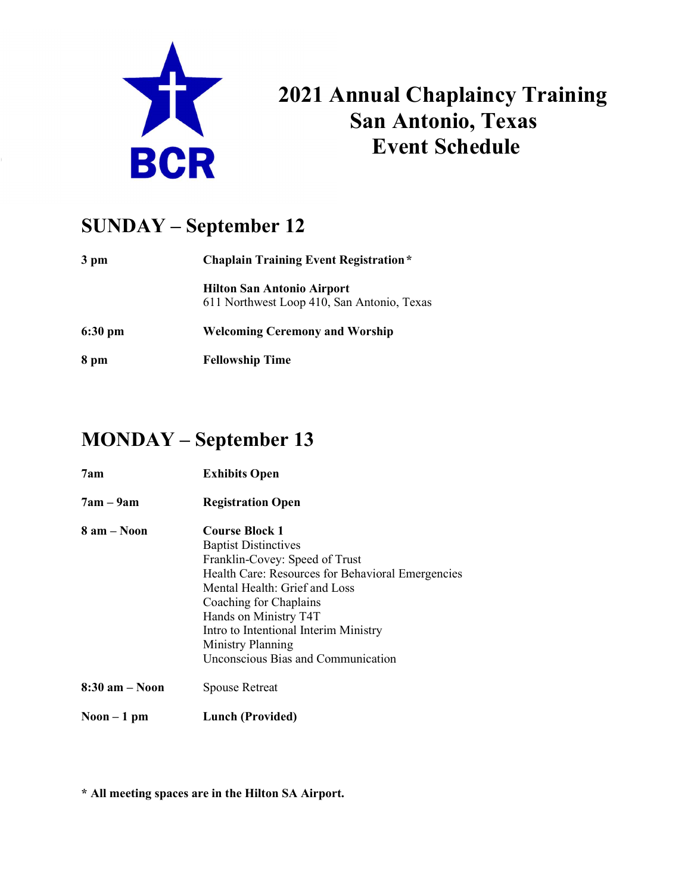BCR

# 2021 Annual Chaplaincy Training
# San Antonio, Texas
# Event Schedule

## SUNDAY – September 12

| | |
|---|---|
| **3 pm** | **Chaplain Training Event Registration*** |
| | **Hilton San Antonio Airport**<br>611 Northwest Loop 410, San Antonio, Texas |
| **6:30 pm** | **Welcoming Ceremony and Worship** |
| **8 pm** | **Fellowship Time** |

## MONDAY – September 13

| | |
|---|---|
| **7am** | **Exhibits Open** |
| **7am – 9am** | **Registration Open** |
| **8 am – Noon** | **Course Block 1**<br>Baptist Distinctives<br>Franklin-Covey: Speed of Trust<br>Health Care: Resources for Behavioral Emergencies<br>Mental Health: Grief and Loss<br>Coaching for Chaplains<br>Hands on Ministry T4T<br>Intro to Intentional Interim Ministry<br>Ministry Planning<br>Unconscious Bias and Communication |
| **8:30 am – Noon** | Spouse Retreat |
| **Noon – 1 pm** | **Lunch (Provided)** |

**\* All meeting spaces are in the Hilton SA Airport.**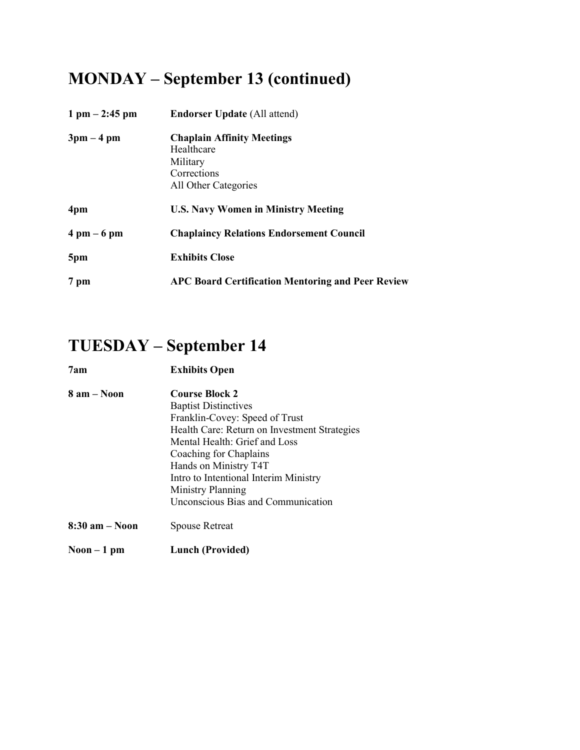## MONDAY – September 13 (continued)

**1 pm – 2:45 pm** **Endorser Update** (All attend)

**3pm – 4 pm** **Chaplain Affinity Meetings**
Healthcare
Military
Corrections
All Other Categories

**4pm** **U.S. Navy Women in Ministry Meeting**

**4 pm – 6 pm** **Chaplaincy Relations Endorsement Council**

**5pm** **Exhibits Close**

**7 pm** **APC Board Certification Mentoring and Peer Review**

## TUESDAY – September 14

**7am** **Exhibits Open**

**8 am – Noon** **Course Block 2**
Baptist Distinctives
Franklin-Covey: Speed of Trust
Health Care: Return on Investment Strategies
Mental Health: Grief and Loss
Coaching for Chaplains
Hands on Ministry T4T
Intro to Intentional Interim Ministry
Ministry Planning
Unconscious Bias and Communication

**8:30 am – Noon** Spouse Retreat

**Noon – 1 pm** **Lunch (Provided)**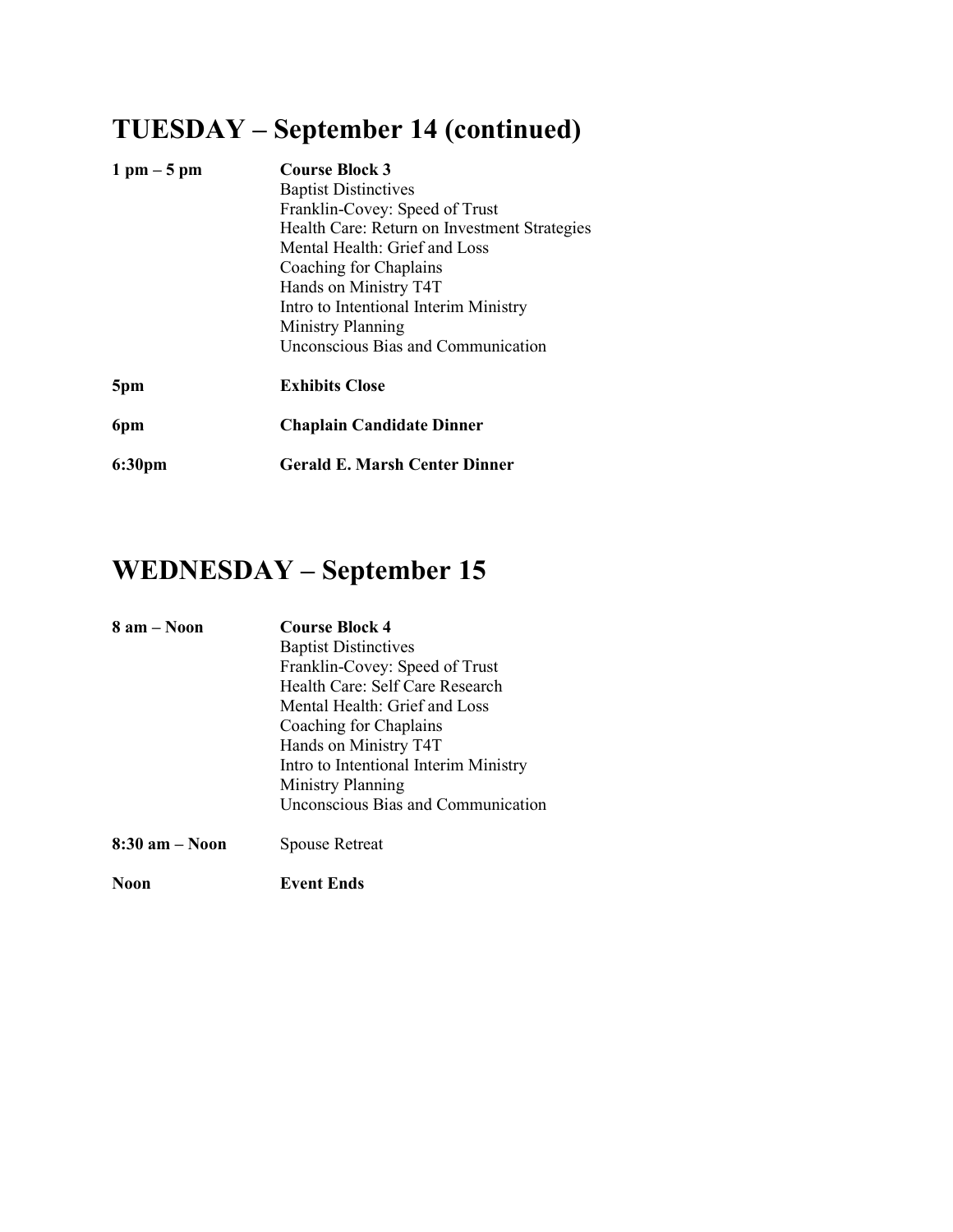## TUESDAY – September 14 (continued)

**1 pm – 5 pm** **Course Block 3**
Baptist Distinctives
Franklin-Covey: Speed of Trust
Health Care: Return on Investment Strategies
Mental Health: Grief and Loss
Coaching for Chaplains
Hands on Ministry T4T
Intro to Intentional Interim Ministry
Ministry Planning
Unconscious Bias and Communication

**5pm** **Exhibits Close**

**6pm** **Chaplain Candidate Dinner**

**6:30pm** **Gerald E. Marsh Center Dinner**

## WEDNESDAY – September 15

**8 am – Noon** **Course Block 4**
Baptist Distinctives
Franklin-Covey: Speed of Trust
Health Care: Self Care Research
Mental Health: Grief and Loss
Coaching for Chaplains
Hands on Ministry T4T
Intro to Intentional Interim Ministry
Ministry Planning
Unconscious Bias and Communication

**8:30 am – Noon** Spouse Retreat

**Noon** **Event Ends**